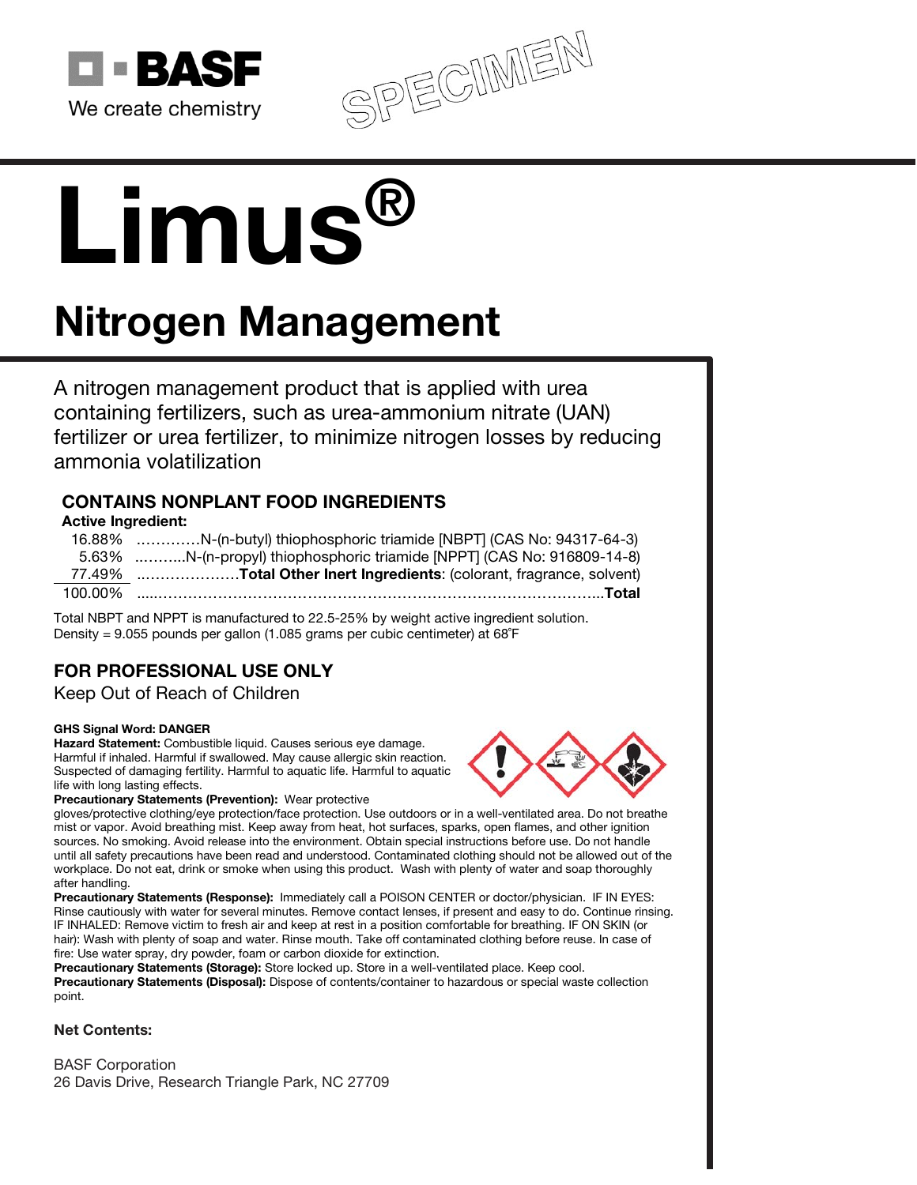BASF

We create chemistry

SPECIMEN

# Limus®

## Nitrogen Management

A nitrogen management product that is applied with urea containing fertilizers, such as urea-ammonium nitrate (UAN) fertilizer or urea fertilizer, to minimize nitrogen losses by reducing ammonia volatilization

### CONTAINS NONPLANT FOOD INGREDIENTS

**Active Ingredient:**

| | |
|---|---|
| 16.88% | .............N-(n-butyl) thiophosphoric triamide [NBPT] (CAS No: 94317-64-3) |
| 5.63% | ...........N-(n-propyl) thiophosphoric triamide [NPPT] (CAS No: 916809-14-8) |
| 77.49% | .....................**Total Other Inert Ingredients**: (colorant, fragrance, solvent) |
| 100.00% | ........................................................................................**Total** |

Total NBPT and NPPT is manufactured to 22.5-25% by weight active ingredient solution.
Density = 9.055 pounds per gallon (1.085 grams per cubic centimeter) at 68˚F

### FOR PROFESSIONAL USE ONLY

Keep Out of Reach of Children

**GHS Signal Word: DANGER**

**Hazard Statement:** Combustible liquid. Causes serious eye damage. Harmful if inhaled. Harmful if swallowed. May cause allergic skin reaction. Suspected of damaging fertility. Harmful to aquatic life. Harmful to aquatic life with long lasting effects.

**Precautionary Statements (Prevention):** Wear protective gloves/protective clothing/eye protection/face protection. Use outdoors or in a well-ventilated area. Do not breathe mist or vapor. Avoid breathing mist. Keep away from heat, hot surfaces, sparks, open flames, and other ignition sources. No smoking. Avoid release into the environment. Obtain special instructions before use. Do not handle until all safety precautions have been read and understood. Contaminated clothing should not be allowed out of the workplace. Do not eat, drink or smoke when using this product. Wash with plenty of water and soap thoroughly after handling.

**Precautionary Statements (Response):** Immediately call a POISON CENTER or doctor/physician. IF IN EYES: Rinse cautiously with water for several minutes. Remove contact lenses, if present and easy to do. Continue rinsing. IF INHALED: Remove victim to fresh air and keep at rest in a position comfortable for breathing. IF ON SKIN (or hair): Wash with plenty of soap and water. Rinse mouth. Take off contaminated clothing before reuse. In case of fire: Use water spray, dry powder, foam or carbon dioxide for extinction.

**Precautionary Statements (Storage):** Store locked up. Store in a well-ventilated place. Keep cool.

**Precautionary Statements (Disposal):** Dispose of contents/container to hazardous or special waste collection point.

**Net Contents:**

BASF Corporation
26 Davis Drive, Research Triangle Park, NC 27709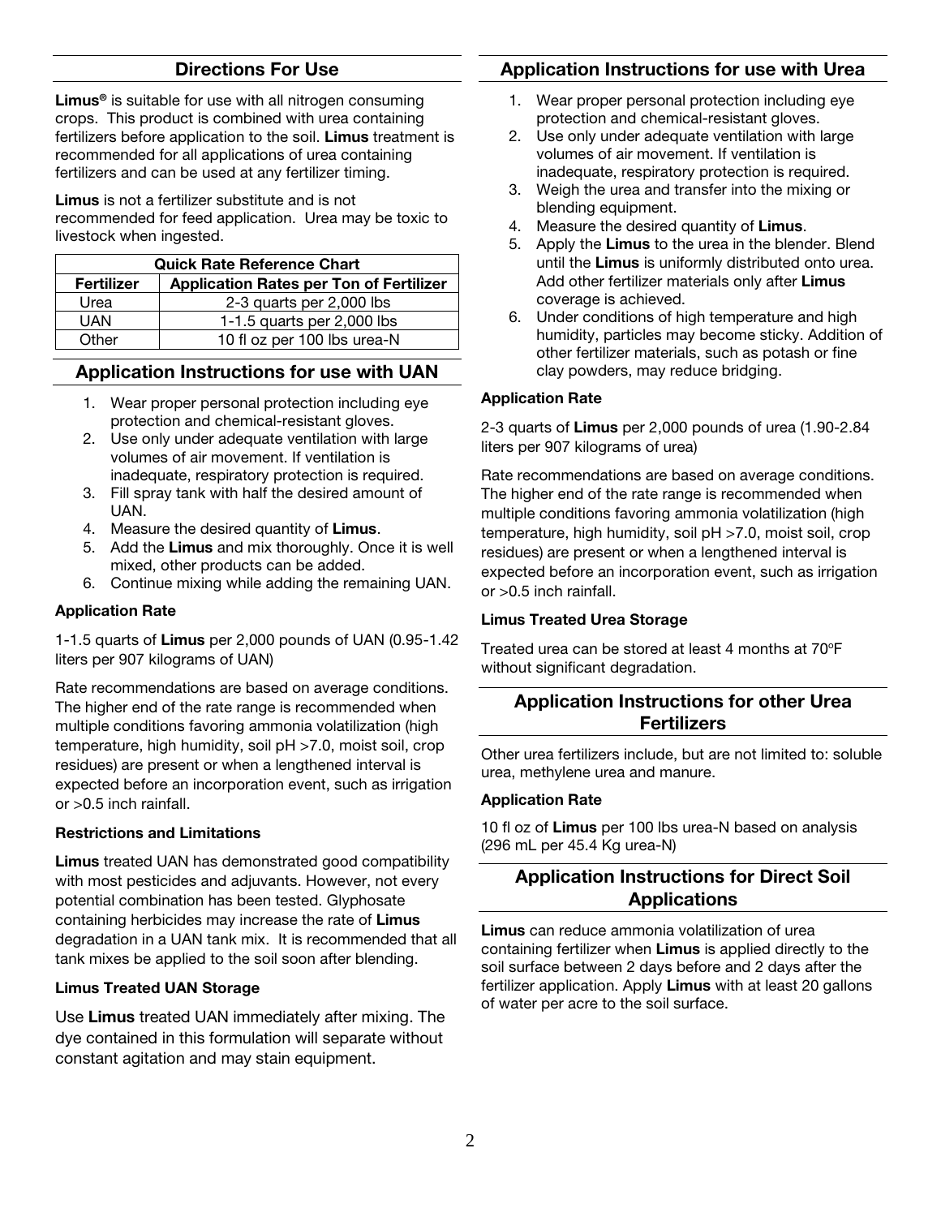## Directions For Use

**Limus®** is suitable for use with all nitrogen consuming crops. This product is combined with urea containing fertilizers before application to the soil. **Limus** treatment is recommended for all applications of urea containing fertilizers and can be used at any fertilizer timing.

**Limus** is not a fertilizer substitute and is not recommended for feed application. Urea may be toxic to livestock when ingested.

| Quick Rate Reference Chart | |
|---|---|
| **Fertilizer** | **Application Rates per Ton of Fertilizer** |
| Urea | 2-3 quarts per 2,000 lbs |
| UAN | 1-1.5 quarts per 2,000 lbs |
| Other | 10 fl oz per 100 lbs urea-N |

## Application Instructions for use with UAN

1. Wear proper personal protection including eye protection and chemical-resistant gloves.
2. Use only under adequate ventilation with large volumes of air movement. If ventilation is inadequate, respiratory protection is required.
3. Fill spray tank with half the desired amount of UAN.
4. Measure the desired quantity of **Limus**.
5. Add the **Limus** and mix thoroughly. Once it is well mixed, other products can be added.
6. Continue mixing while adding the remaining UAN.

#### Application Rate

1-1.5 quarts of **Limus** per 2,000 pounds of UAN (0.95-1.42 liters per 907 kilograms of UAN)

Rate recommendations are based on average conditions. The higher end of the rate range is recommended when multiple conditions favoring ammonia volatilization (high temperature, high humidity, soil pH >7.0, moist soil, crop residues) are present or when a lengthened interval is expected before an incorporation event, such as irrigation or >0.5 inch rainfall.

#### Restrictions and Limitations

**Limus** treated UAN has demonstrated good compatibility with most pesticides and adjuvants. However, not every potential combination has been tested. Glyphosate containing herbicides may increase the rate of **Limus** degradation in a UAN tank mix. It is recommended that all tank mixes be applied to the soil soon after blending.

#### Limus Treated UAN Storage

Use **Limus** treated UAN immediately after mixing. The dye contained in this formulation will separate without constant agitation and may stain equipment.

## Application Instructions for use with Urea

1. Wear proper personal protection including eye protection and chemical-resistant gloves.
2. Use only under adequate ventilation with large volumes of air movement. If ventilation is inadequate, respiratory protection is required.
3. Weigh the urea and transfer into the mixing or blending equipment.
4. Measure the desired quantity of **Limus**.
5. Apply the **Limus** to the urea in the blender. Blend until the **Limus** is uniformly distributed onto urea. Add other fertilizer materials only after **Limus** coverage is achieved.
6. Under conditions of high temperature and high humidity, particles may become sticky. Addition of other fertilizer materials, such as potash or fine clay powders, may reduce bridging.

#### Application Rate

2-3 quarts of **Limus** per 2,000 pounds of urea (1.90-2.84 liters per 907 kilograms of urea)

Rate recommendations are based on average conditions. The higher end of the rate range is recommended when multiple conditions favoring ammonia volatilization (high temperature, high humidity, soil pH >7.0, moist soil, crop residues) are present or when a lengthened interval is expected before an incorporation event, such as irrigation or >0.5 inch rainfall.

#### Limus Treated Urea Storage

Treated urea can be stored at least 4 months at 70°F without significant degradation.

## Application Instructions for other Urea Fertilizers

Other urea fertilizers include, but are not limited to: soluble urea, methylene urea and manure.

#### Application Rate

10 fl oz of **Limus** per 100 lbs urea-N based on analysis (296 mL per 45.4 Kg urea-N)

## Application Instructions for Direct Soil Applications

**Limus** can reduce ammonia volatilization of urea containing fertilizer when **Limus** is applied directly to the soil surface between 2 days before and 2 days after the fertilizer application. Apply **Limus** with at least 20 gallons of water per acre to the soil surface.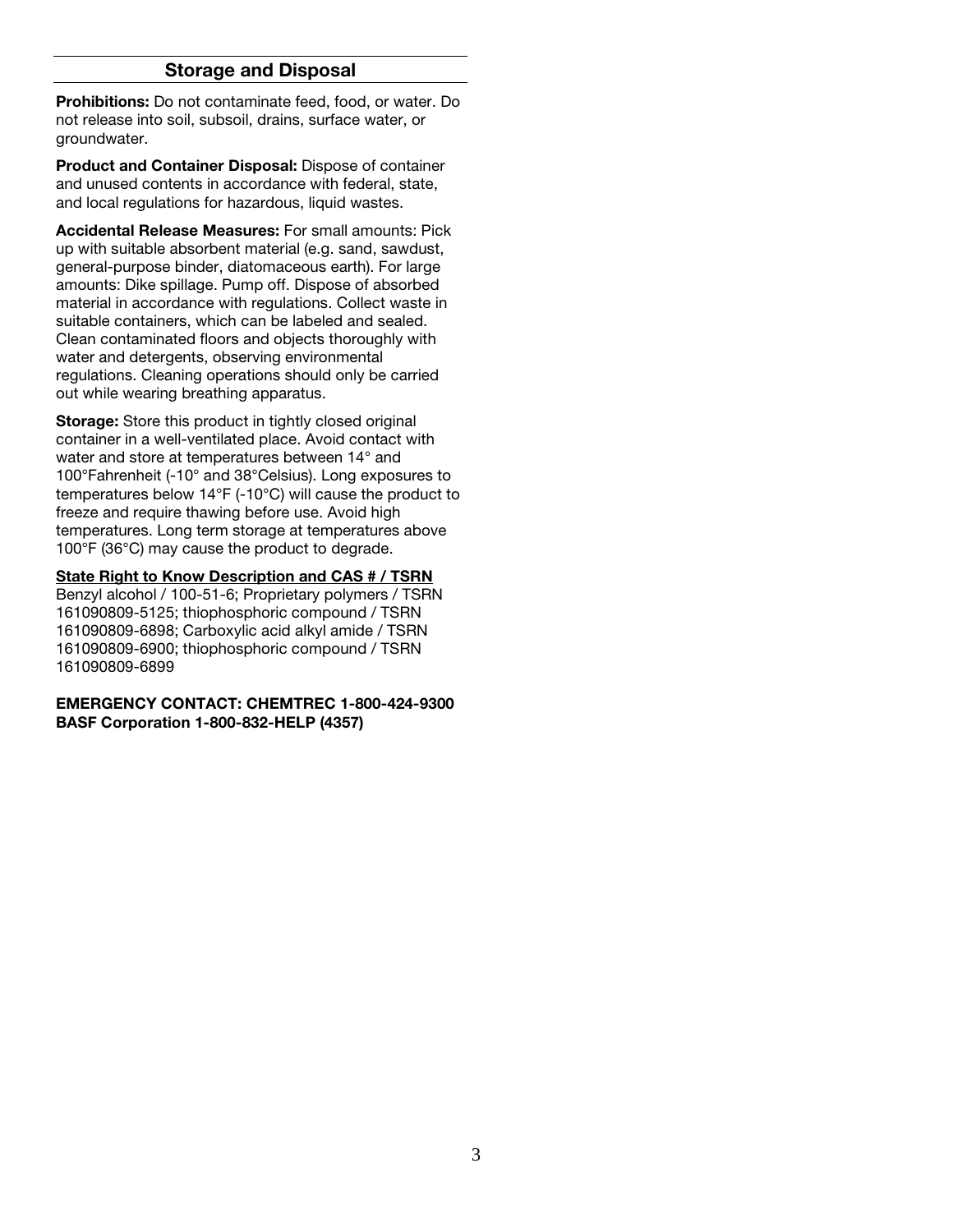## Storage and Disposal

**Prohibitions:** Do not contaminate feed, food, or water. Do not release into soil, subsoil, drains, surface water, or groundwater.

**Product and Container Disposal:** Dispose of container and unused contents in accordance with federal, state, and local regulations for hazardous, liquid wastes.

**Accidental Release Measures:** For small amounts: Pick up with suitable absorbent material (e.g. sand, sawdust, general-purpose binder, diatomaceous earth). For large amounts: Dike spillage. Pump off. Dispose of absorbed material in accordance with regulations. Collect waste in suitable containers, which can be labeled and sealed. Clean contaminated floors and objects thoroughly with water and detergents, observing environmental regulations. Cleaning operations should only be carried out while wearing breathing apparatus.

**Storage:** Store this product in tightly closed original container in a well-ventilated place. Avoid contact with water and store at temperatures between 14° and 100°Fahrenheit (-10° and 38°Celsius). Long exposures to temperatures below 14°F (-10°C) will cause the product to freeze and require thawing before use. Avoid high temperatures. Long term storage at temperatures above 100°F (36°C) may cause the product to degrade.

**State Right to Know Description and CAS # / TSRN**
Benzyl alcohol / 100-51-6; Proprietary polymers / TSRN 161090809-5125; thiophosphoric compound / TSRN 161090809-6898; Carboxylic acid alkyl amide / TSRN 161090809-6900; thiophosphoric compound / TSRN 161090809-6899

**EMERGENCY CONTACT: CHEMTREC 1-800-424-9300**
**BASF Corporation 1-800-832-HELP (4357)**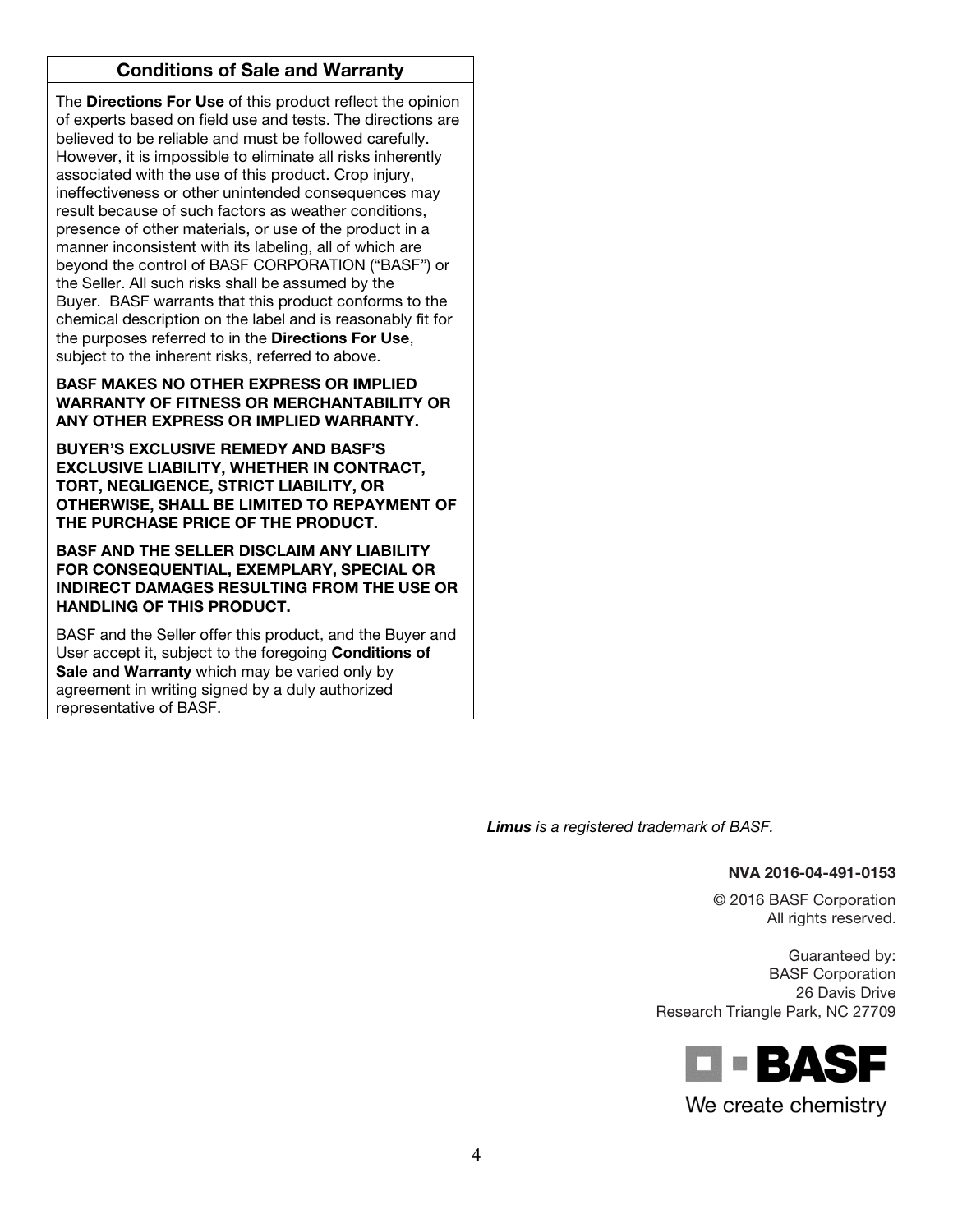## Conditions of Sale and Warranty

The **Directions For Use** of this product reflect the opinion of experts based on field use and tests. The directions are believed to be reliable and must be followed carefully. However, it is impossible to eliminate all risks inherently associated with the use of this product. Crop injury, ineffectiveness or other unintended consequences may result because of such factors as weather conditions, presence of other materials, or use of the product in a manner inconsistent with its labeling, all of which are beyond the control of BASF CORPORATION ("BASF") or the Seller. All such risks shall be assumed by the Buyer. BASF warrants that this product conforms to the chemical description on the label and is reasonably fit for the purposes referred to in the **Directions For Use**, subject to the inherent risks, referred to above.

**BASF MAKES NO OTHER EXPRESS OR IMPLIED WARRANTY OF FITNESS OR MERCHANTABILITY OR ANY OTHER EXPRESS OR IMPLIED WARRANTY.**

**BUYER'S EXCLUSIVE REMEDY AND BASF'S EXCLUSIVE LIABILITY, WHETHER IN CONTRACT, TORT, NEGLIGENCE, STRICT LIABILITY, OR OTHERWISE, SHALL BE LIMITED TO REPAYMENT OF THE PURCHASE PRICE OF THE PRODUCT.**

**BASF AND THE SELLER DISCLAIM ANY LIABILITY FOR CONSEQUENTIAL, EXEMPLARY, SPECIAL OR INDIRECT DAMAGES RESULTING FROM THE USE OR HANDLING OF THIS PRODUCT.**

BASF and the Seller offer this product, and the Buyer and User accept it, subject to the foregoing **Conditions of Sale and Warranty** which may be varied only by agreement in writing signed by a duly authorized representative of BASF.

***Limus*** *is a registered trademark of BASF.*

**NVA 2016-04-491-0153**

© 2016 BASF Corporation
All rights reserved.

Guaranteed by:
BASF Corporation
26 Davis Drive
Research Triangle Park, NC 27709

BASF
We create chemistry